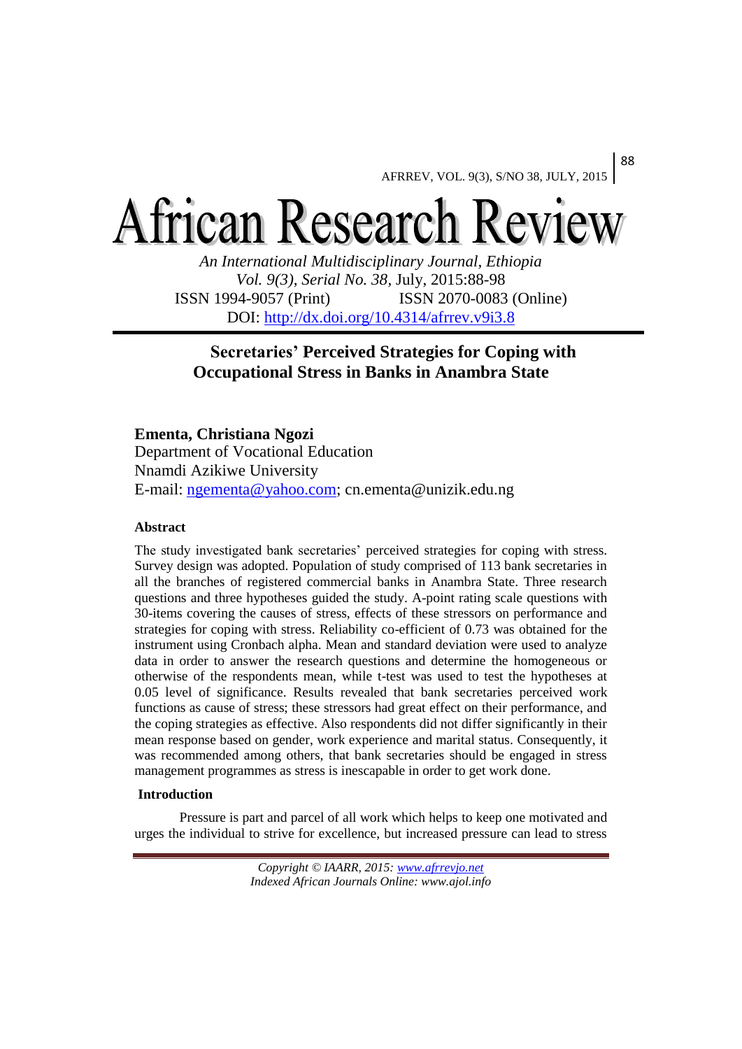# African Research Review

*An International Multidisciplinary Journal, Ethiopia*
*Vol. 9(3), Serial No. 38*, July, 2015:88-98
ISSN 1994-9057 (Print) ISSN 2070-0083 (Online)
DOI: http://dx.doi.org/10.4314/afrrev.v9i3.8

## Secretaries' Perceived Strategies for Coping with Occupational Stress in Banks in Anambra State

**Ementa, Christiana Ngozi**
Department of Vocational Education
Nnamdi Azikiwe University
E-mail: ngementa@yahoo.com; cn.ementa@unizik.edu.ng

### Abstract

The study investigated bank secretaries' perceived strategies for coping with stress. Survey design was adopted. Population of study comprised of 113 bank secretaries in all the branches of registered commercial banks in Anambra State. Three research questions and three hypotheses guided the study. A-point rating scale questions with 30-items covering the causes of stress, effects of these stressors on performance and strategies for coping with stress. Reliability co-efficient of 0.73 was obtained for the instrument using Cronbach alpha. Mean and standard deviation were used to analyze data in order to answer the research questions and determine the homogeneous or otherwise of the respondents mean, while t-test was used to test the hypotheses at 0.05 level of significance. Results revealed that bank secretaries perceived work functions as cause of stress; these stressors had great effect on their performance, and the coping strategies as effective. Also respondents did not differ significantly in their mean response based on gender, work experience and marital status. Consequently, it was recommended among others, that bank secretaries should be engaged in stress management programmes as stress is inescapable in order to get work done.

### Introduction

Pressure is part and parcel of all work which helps to keep one motivated and urges the individual to strive for excellence, but increased pressure can lead to stress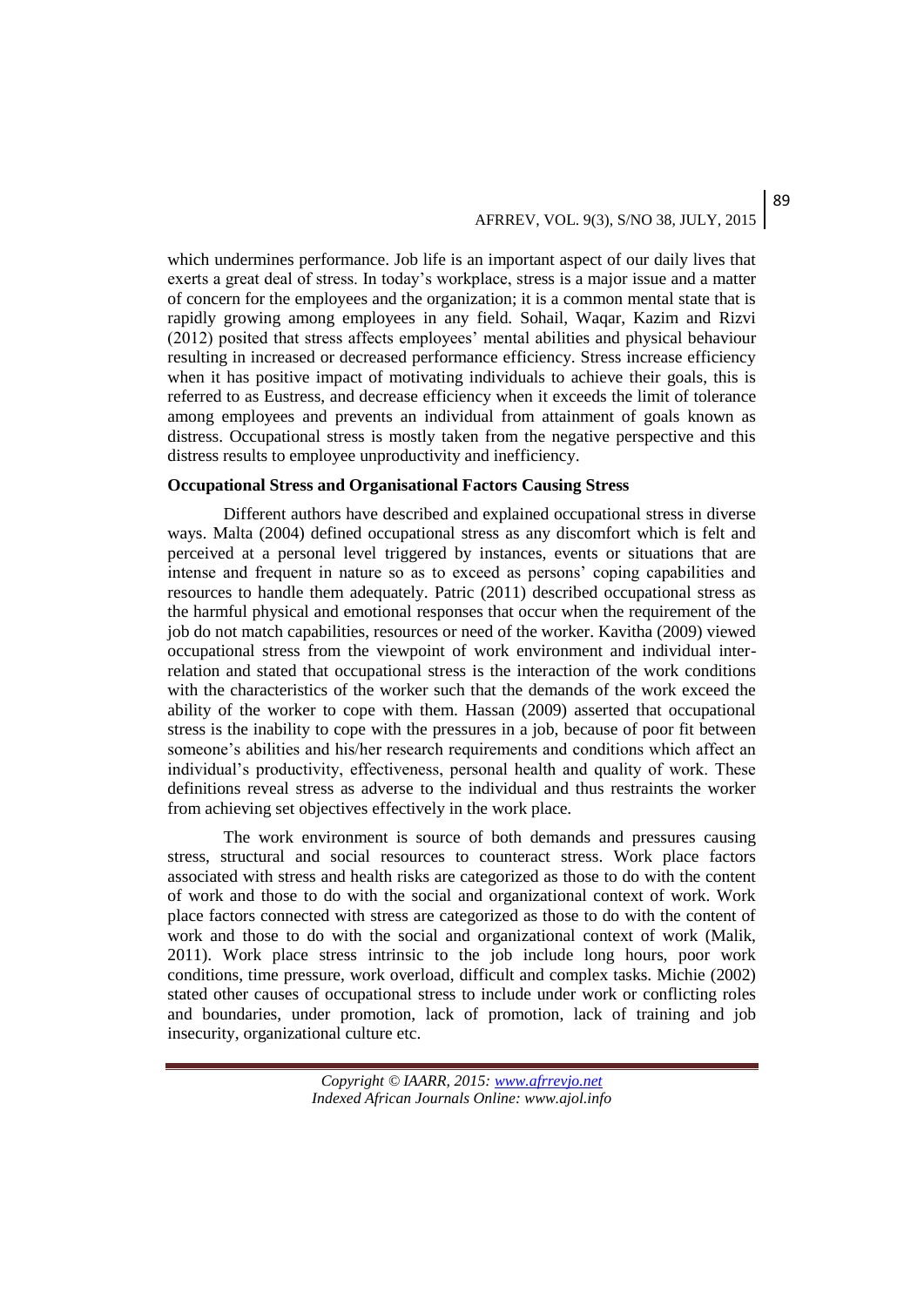which undermines performance. Job life is an important aspect of our daily lives that exerts a great deal of stress. In today's workplace, stress is a major issue and a matter of concern for the employees and the organization; it is a common mental state that is rapidly growing among employees in any field. Sohail, Waqar, Kazim and Rizvi (2012) posited that stress affects employees' mental abilities and physical behaviour resulting in increased or decreased performance efficiency. Stress increase efficiency when it has positive impact of motivating individuals to achieve their goals, this is referred to as Eustress, and decrease efficiency when it exceeds the limit of tolerance among employees and prevents an individual from attainment of goals known as distress. Occupational stress is mostly taken from the negative perspective and this distress results to employee unproductivity and inefficiency.

**Occupational Stress and Organisational Factors Causing Stress**

Different authors have described and explained occupational stress in diverse ways. Malta (2004) defined occupational stress as any discomfort which is felt and perceived at a personal level triggered by instances, events or situations that are intense and frequent in nature so as to exceed as persons' coping capabilities and resources to handle them adequately. Patric (2011) described occupational stress as the harmful physical and emotional responses that occur when the requirement of the job do not match capabilities, resources or need of the worker. Kavitha (2009) viewed occupational stress from the viewpoint of work environment and individual inter-relation and stated that occupational stress is the interaction of the work conditions with the characteristics of the worker such that the demands of the work exceed the ability of the worker to cope with them. Hassan (2009) asserted that occupational stress is the inability to cope with the pressures in a job, because of poor fit between someone's abilities and his/her research requirements and conditions which affect an individual's productivity, effectiveness, personal health and quality of work. These definitions reveal stress as adverse to the individual and thus restraints the worker from achieving set objectives effectively in the work place.

The work environment is source of both demands and pressures causing stress, structural and social resources to counteract stress. Work place factors associated with stress and health risks are categorized as those to do with the content of work and those to do with the social and organizational context of work. Work place factors connected with stress are categorized as those to do with the content of work and those to do with the social and organizational context of work (Malik, 2011). Work place stress intrinsic to the job include long hours, poor work conditions, time pressure, work overload, difficult and complex tasks. Michie (2002) stated other causes of occupational stress to include under work or conflicting roles and boundaries, under promotion, lack of promotion, lack of training and job insecurity, organizational culture etc.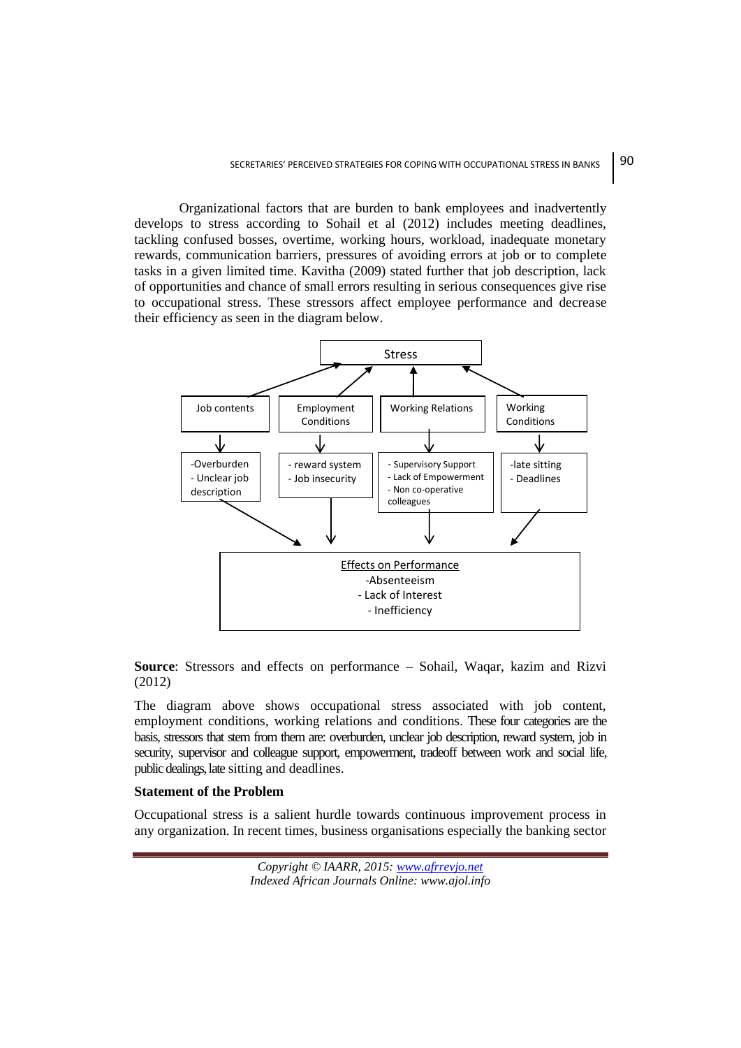Organizational factors that are burden to bank employees and inadvertently develops to stress according to Sohail et al (2012) includes meeting deadlines, tackling confused bosses, overtime, working hours, workload, inadequate monetary rewards, communication barriers, pressures of avoiding errors at job or to complete tasks in a given limited time. Kavitha (2009) stated further that job description, lack of opportunities and chance of small errors resulting in serious consequences give rise to occupational stress. These stressors affect employee performance and decrease their efficiency as seen in the diagram below.

Stress

Job contents | Employment Conditions | Working Relations | Working Conditions

-Overburden
- Unclear job description

- reward system
- Job insecurity

- Supervisory Support
- Lack of Empowerment
- Non co-operative colleagues

-late sitting
- Deadlines

Effects on Performance
-Absenteeism
- Lack of Interest
- Inefficiency

**Source**: Stressors and effects on performance – Sohail, Waqar, kazim and Rizvi (2012)

The diagram above shows occupational stress associated with job content, employment conditions, working relations and conditions. These four categories are the basis, stressors that stem from them are: overburden, unclear job description, reward system, job in security, supervisor and colleague support, empowerment, tradeoff between work and social life, public dealings, late sitting and deadlines.

**Statement of the Problem**

Occupational stress is a salient hurdle towards continuous improvement process in any organization. In recent times, business organisations especially the banking sector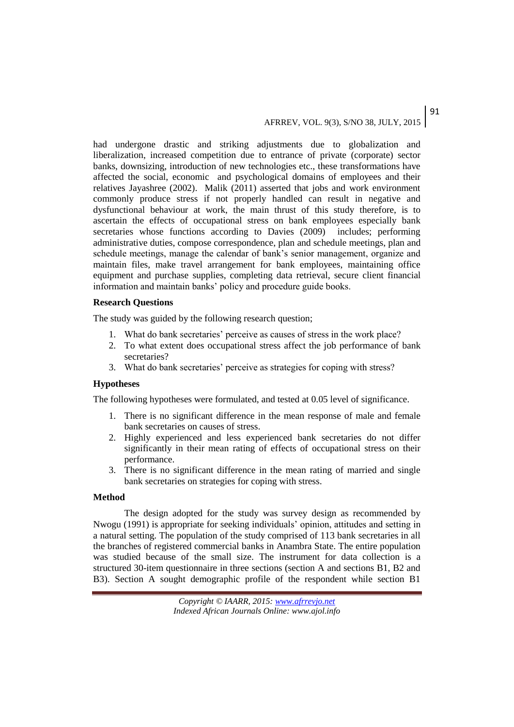had undergone drastic and striking adjustments due to globalization and liberalization, increased competition due to entrance of private (corporate) sector banks, downsizing, introduction of new technologies etc., these transformations have affected the social, economic and psychological domains of employees and their relatives Jayashree (2002). Malik (2011) asserted that jobs and work environment commonly produce stress if not properly handled can result in negative and dysfunctional behaviour at work, the main thrust of this study therefore, is to ascertain the effects of occupational stress on bank employees especially bank secretaries whose functions according to Davies (2009) includes; performing administrative duties, compose correspondence, plan and schedule meetings, plan and schedule meetings, manage the calendar of bank's senior management, organize and maintain files, make travel arrangement for bank employees, maintaining office equipment and purchase supplies, completing data retrieval, secure client financial information and maintain banks' policy and procedure guide books.

### Research Questions

The study was guided by the following research question;

1. What do bank secretaries' perceive as causes of stress in the work place?
2. To what extent does occupational stress affect the job performance of bank secretaries?
3. What do bank secretaries' perceive as strategies for coping with stress?

### Hypotheses

The following hypotheses were formulated, and tested at 0.05 level of significance.

1. There is no significant difference in the mean response of male and female bank secretaries on causes of stress.
2. Highly experienced and less experienced bank secretaries do not differ significantly in their mean rating of effects of occupational stress on their performance.
3. There is no significant difference in the mean rating of married and single bank secretaries on strategies for coping with stress.

### Method

The design adopted for the study was survey design as recommended by Nwogu (1991) is appropriate for seeking individuals' opinion, attitudes and setting in a natural setting. The population of the study comprised of 113 bank secretaries in all the branches of registered commercial banks in Anambra State. The entire population was studied because of the small size. The instrument for data collection is a structured 30-item questionnaire in three sections (section A and sections B1, B2 and B3). Section A sought demographic profile of the respondent while section B1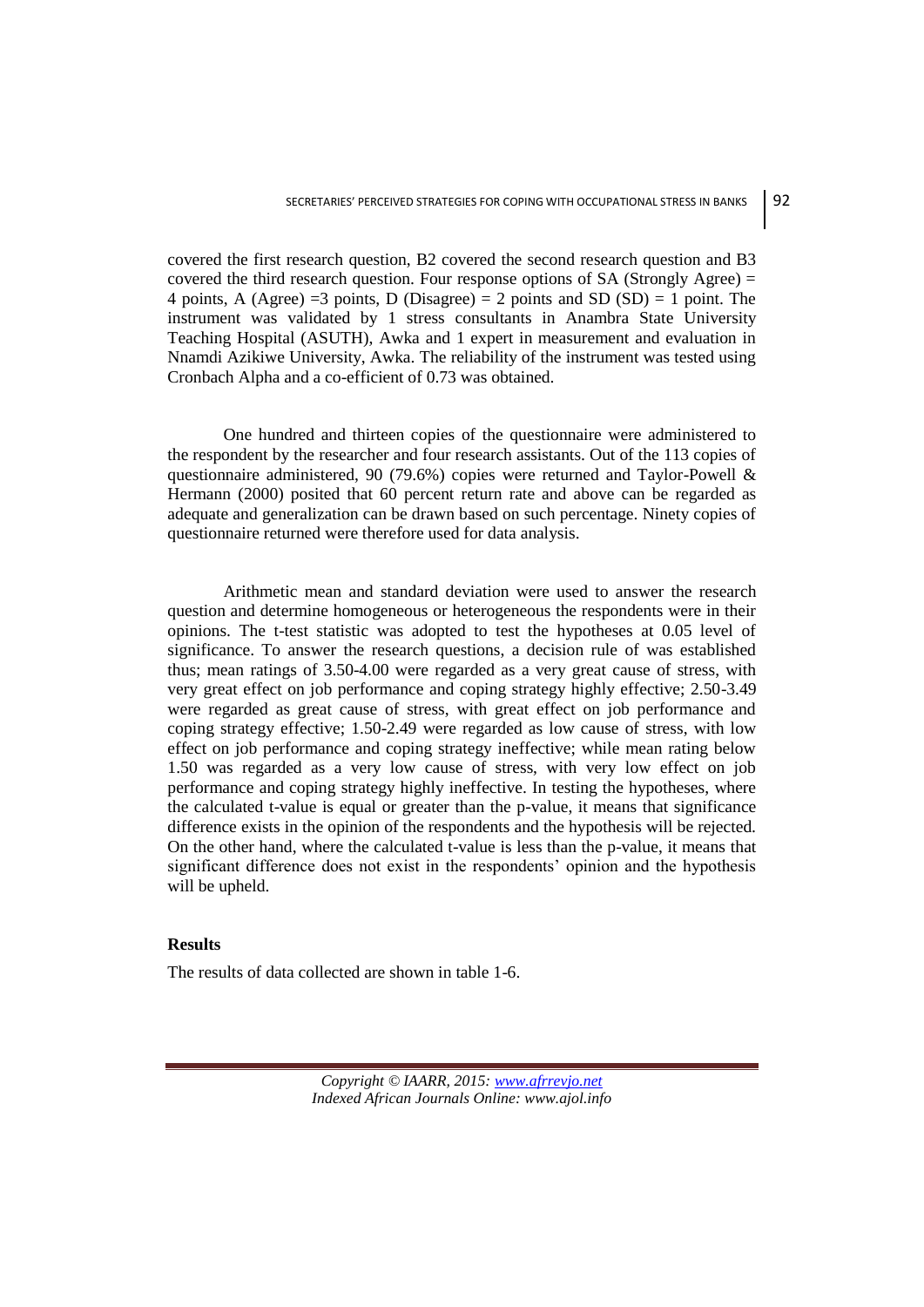covered the first research question, B2 covered the second research question and B3 covered the third research question. Four response options of SA (Strongly Agree) = 4 points, A (Agree) =3 points, D (Disagree) = 2 points and SD (SD) = 1 point. The instrument was validated by 1 stress consultants in Anambra State University Teaching Hospital (ASUTH), Awka and 1 expert in measurement and evaluation in Nnamdi Azikiwe University, Awka. The reliability of the instrument was tested using Cronbach Alpha and a co-efficient of 0.73 was obtained.

One hundred and thirteen copies of the questionnaire were administered to the respondent by the researcher and four research assistants. Out of the 113 copies of questionnaire administered, 90 (79.6%) copies were returned and Taylor-Powell & Hermann (2000) posited that 60 percent return rate and above can be regarded as adequate and generalization can be drawn based on such percentage. Ninety copies of questionnaire returned were therefore used for data analysis.

Arithmetic mean and standard deviation were used to answer the research question and determine homogeneous or heterogeneous the respondents were in their opinions. The t-test statistic was adopted to test the hypotheses at 0.05 level of significance. To answer the research questions, a decision rule of was established thus; mean ratings of 3.50-4.00 were regarded as a very great cause of stress, with very great effect on job performance and coping strategy highly effective; 2.50-3.49 were regarded as great cause of stress, with great effect on job performance and coping strategy effective; 1.50-2.49 were regarded as low cause of stress, with low effect on job performance and coping strategy ineffective; while mean rating below 1.50 was regarded as a very low cause of stress, with very low effect on job performance and coping strategy highly ineffective. In testing the hypotheses, where the calculated t-value is equal or greater than the p-value, it means that significance difference exists in the opinion of the respondents and the hypothesis will be rejected. On the other hand, where the calculated t-value is less than the p-value, it means that significant difference does not exist in the respondents' opinion and the hypothesis will be upheld.

## Results

The results of data collected are shown in table 1-6.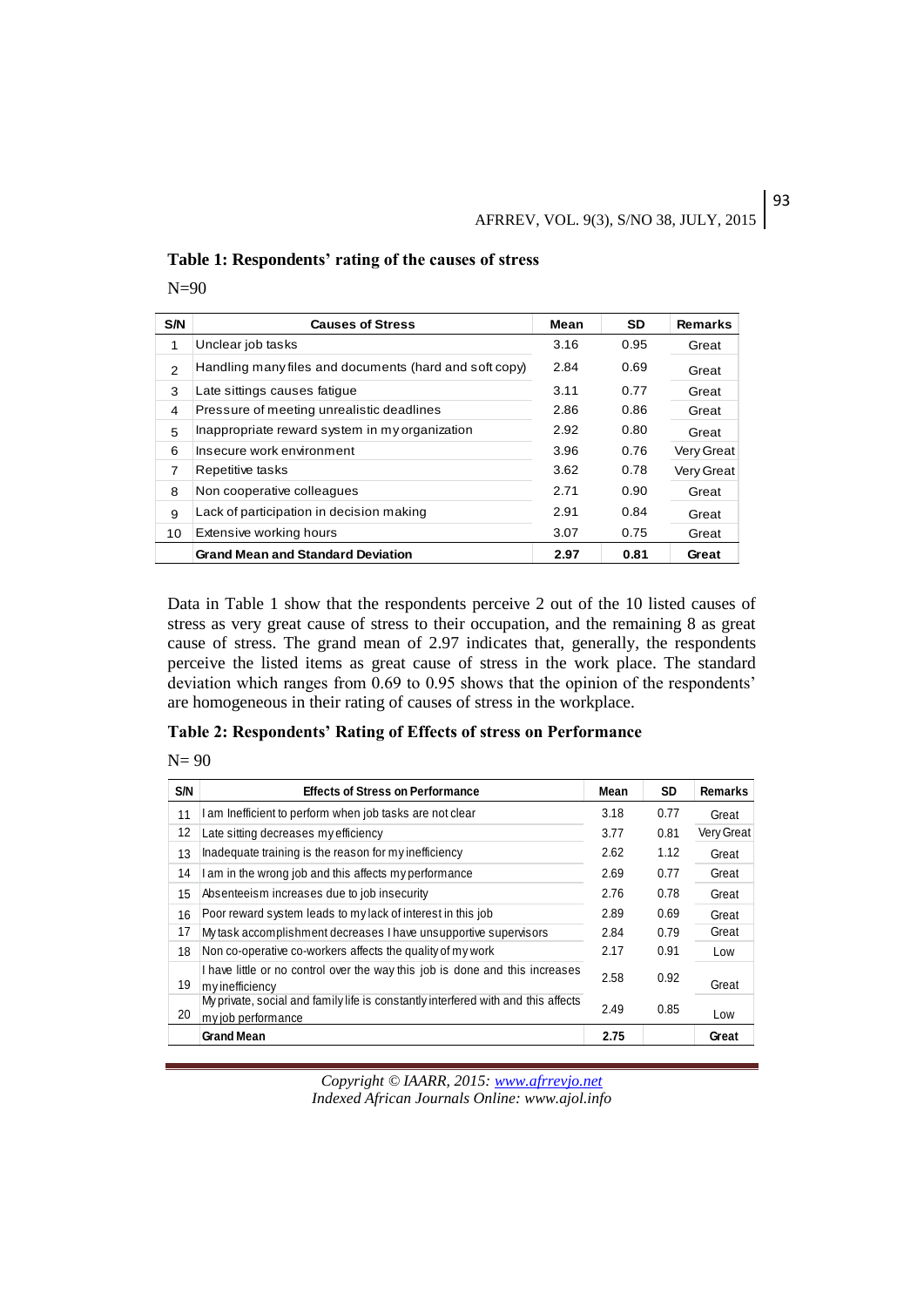**Table 1: Respondents' rating of the causes of stress**

N=90

| S/N | Causes of Stress | Mean | SD | Remarks |
|---|---|---|---|---|
| 1 | Unclear job tasks | 3.16 | 0.95 | Great |
| 2 | Handling many files and documents (hard and soft copy) | 2.84 | 0.69 | Great |
| 3 | Late sittings causes fatigue | 3.11 | 0.77 | Great |
| 4 | Pressure of meeting unrealistic deadlines | 2.86 | 0.86 | Great |
| 5 | Inappropriate reward system in my organization | 2.92 | 0.80 | Great |
| 6 | Insecure work environment | 3.96 | 0.76 | Very Great |
| 7 | Repetitive tasks | 3.62 | 0.78 | Very Great |
| 8 | Non cooperative colleagues | 2.71 | 0.90 | Great |
| 9 | Lack of participation in decision making | 2.91 | 0.84 | Great |
| 10 | Extensive working hours | 3.07 | 0.75 | Great |
| | **Grand Mean and Standard Deviation** | **2.97** | **0.81** | **Great** |

Data in Table 1 show that the respondents perceive 2 out of the 10 listed causes of stress as very great cause of stress to their occupation, and the remaining 8 as great cause of stress. The grand mean of 2.97 indicates that, generally, the respondents perceive the listed items as great cause of stress in the work place. The standard deviation which ranges from 0.69 to 0.95 shows that the opinion of the respondents' are homogeneous in their rating of causes of stress in the workplace.

**Table 2: Respondents' Rating of Effects of stress on Performance**

N= 90

| S/N | Effects of Stress on Performance | Mean | SD | Remarks |
|---|---|---|---|---|
| 11 | I am Inefficient to perform when job tasks are not clear | 3.18 | 0.77 | Great |
| 12 | Late sitting decreases my efficiency | 3.77 | 0.81 | Very Great |
| 13 | Inadequate training is the reason for my inefficiency | 2.62 | 1.12 | Great |
| 14 | I am in the wrong job and this affects my performance | 2.69 | 0.77 | Great |
| 15 | Absenteeism increases due to job insecurity | 2.76 | 0.78 | Great |
| 16 | Poor reward system leads to my lack of interest in this job | 2.89 | 0.69 | Great |
| 17 | My task accomplishment decreases I have unsupportive supervisors | 2.84 | 0.79 | Great |
| 18 | Non co-operative co-workers affects the quality of my work | 2.17 | 0.91 | Low |
| 19 | I have little or no control over the way this job is done and this increases my inefficiency | 2.58 | 0.92 | Great |
| 20 | My private, social and family life is constantly interfered with and this affects my job performance | 2.49 | 0.85 | Low |
| | **Grand Mean** | **2.75** | | **Great** |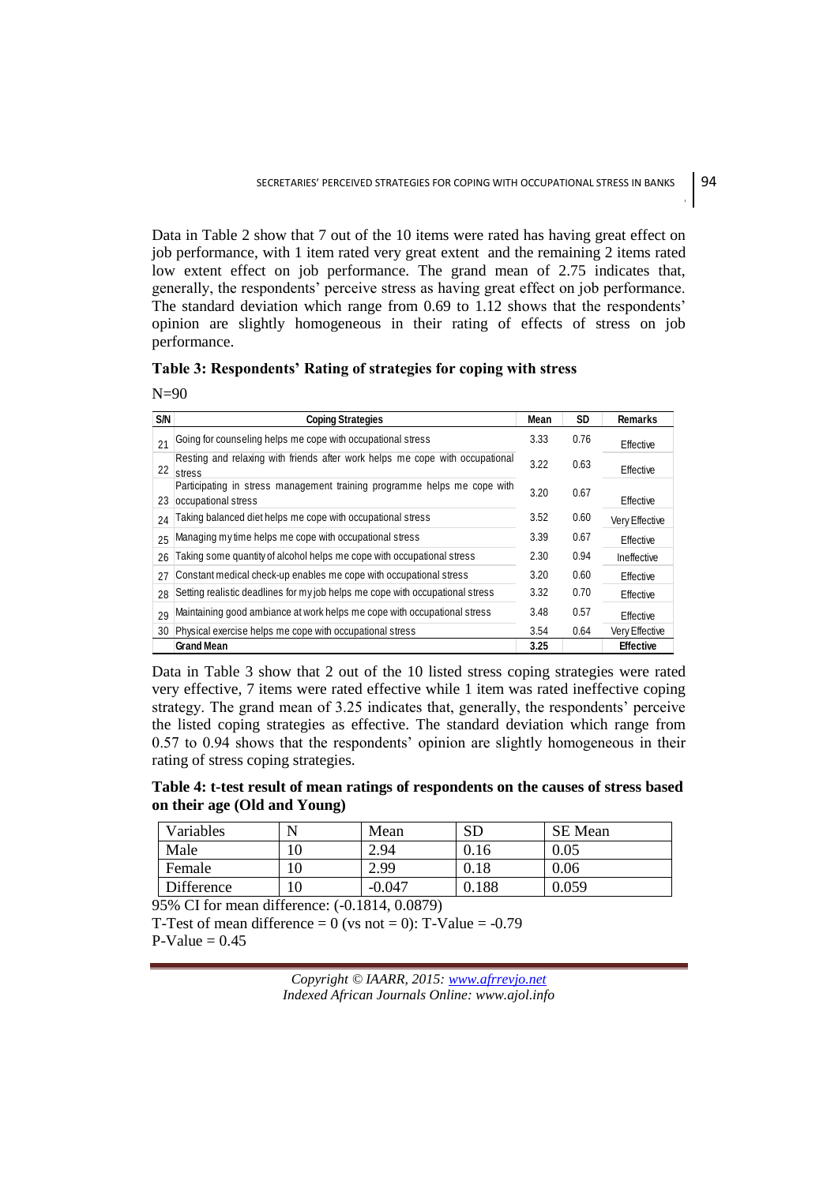Data in Table 2 show that 7 out of the 10 items were rated has having great effect on job performance, with 1 item rated very great extent and the remaining 2 items rated low extent effect on job performance. The grand mean of 2.75 indicates that, generally, the respondents' perceive stress as having great effect on job performance. The standard deviation which range from 0.69 to 1.12 shows that the respondents' opinion are slightly homogeneous in their rating of effects of stress on job performance.

**Table 3: Respondents' Rating of strategies for coping with stress**

N=90

| S/N | Coping Strategies | Mean | SD | Remarks |
|---|---|---|---|---|
| 21 | Going for counseling helps me cope with occupational stress | 3.33 | 0.76 | Effective |
| 22 | Resting and relaxing with friends after work helps me cope with occupational stress | 3.22 | 0.63 | Effective |
| 23 | Participating in stress management training programme helps me cope with occupational stress | 3.20 | 0.67 | Effective |
| 24 | Taking balanced diet helps me cope with occupational stress | 3.52 | 0.60 | Very Effective |
| 25 | Managing my time helps me cope with occupational stress | 3.39 | 0.67 | Effective |
| 26 | Taking some quantity of alcohol helps me cope with occupational stress | 2.30 | 0.94 | Ineffective |
| 27 | Constant medical check-up enables me cope with occupational stress | 3.20 | 0.60 | Effective |
| 28 | Setting realistic deadlines for my job helps me cope with occupational stress | 3.32 | 0.70 | Effective |
| 29 | Maintaining good ambiance at work helps me cope with occupational stress | 3.48 | 0.57 | Effective |
| 30 | Physical exercise helps me cope with occupational stress | 3.54 | 0.64 | Very Effective |
| | **Grand Mean** | **3.25** | | **Effective** |

Data in Table 3 show that 2 out of the 10 listed stress coping strategies were rated very effective, 7 items were rated effective while 1 item was rated ineffective coping strategy. The grand mean of 3.25 indicates that, generally, the respondents' perceive the listed coping strategies as effective. The standard deviation which range from 0.57 to 0.94 shows that the respondents' opinion are slightly homogeneous in their rating of stress coping strategies.

**Table 4: t-test result of mean ratings of respondents on the causes of stress based on their age (Old and Young)**

| Variables | N | Mean | SD | SE Mean |
|---|---|---|---|---|
| Male | 10 | 2.94 | 0.16 | 0.05 |
| Female | 10 | 2.99 | 0.18 | 0.06 |
| Difference | 10 | -0.047 | 0.188 | 0.059 |

95% CI for mean difference: (-0.1814, 0.0879)

T-Test of mean difference = 0 (vs not = 0): T-Value = -0.79

P-Value = 0.45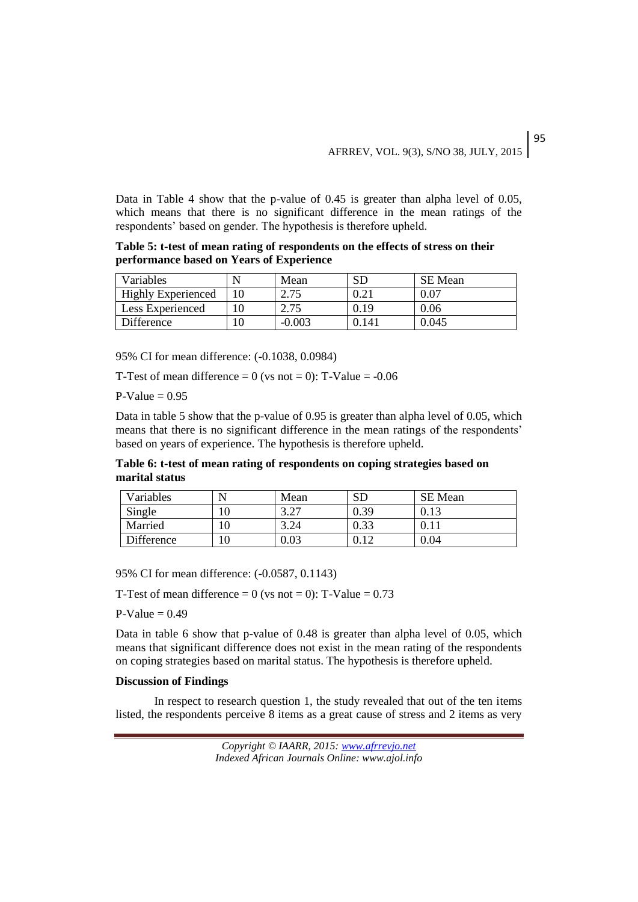Data in Table 4 show that the p-value of 0.45 is greater than alpha level of 0.05, which means that there is no significant difference in the mean ratings of the respondents' based on gender. The hypothesis is therefore upheld.

**Table 5: t-test of mean rating of respondents on the effects of stress on their performance based on Years of Experience**

| Variables | N | Mean | SD | SE Mean |
|---|---|---|---|---|
| Highly Experienced | 10 | 2.75 | 0.21 | 0.07 |
| Less Experienced | 10 | 2.75 | 0.19 | 0.06 |
| Difference | 10 | -0.003 | 0.141 | 0.045 |

95% CI for mean difference: (-0.1038, 0.0984)

T-Test of mean difference = 0 (vs not = 0): T-Value = -0.06

P-Value = 0.95

Data in table 5 show that the p-value of 0.95 is greater than alpha level of 0.05, which means that there is no significant difference in the mean ratings of the respondents' based on years of experience. The hypothesis is therefore upheld.

**Table 6: t-test of mean rating of respondents on coping strategies based on marital status**

| Variables | N | Mean | SD | SE Mean |
|---|---|---|---|---|
| Single | 10 | 3.27 | 0.39 | 0.13 |
| Married | 10 | 3.24 | 0.33 | 0.11 |
| Difference | 10 | 0.03 | 0.12 | 0.04 |

95% CI for mean difference: (-0.0587, 0.1143)

T-Test of mean difference = 0 (vs not = 0): T-Value = 0.73

P-Value = 0.49

Data in table 6 show that p-value of 0.48 is greater than alpha level of 0.05, which means that significant difference does not exist in the mean rating of the respondents on coping strategies based on marital status. The hypothesis is therefore upheld.

**Discussion of Findings**

In respect to research question 1, the study revealed that out of the ten items listed, the respondents perceive 8 items as a great cause of stress and 2 items as very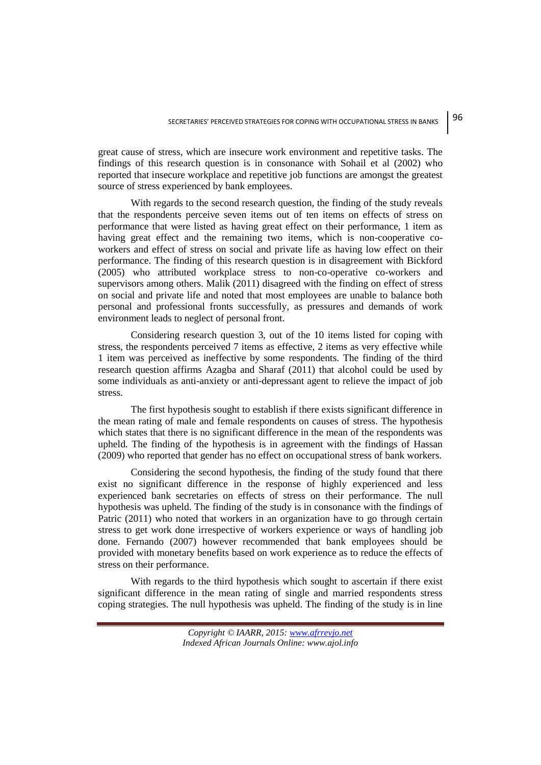great cause of stress, which are insecure work environment and repetitive tasks. The findings of this research question is in consonance with Sohail et al (2002) who reported that insecure workplace and repetitive job functions are amongst the greatest source of stress experienced by bank employees.

With regards to the second research question, the finding of the study reveals that the respondents perceive seven items out of ten items on effects of stress on performance that were listed as having great effect on their performance, 1 item as having great effect and the remaining two items, which is non-cooperative co-workers and effect of stress on social and private life as having low effect on their performance. The finding of this research question is in disagreement with Bickford (2005) who attributed workplace stress to non-co-operative co-workers and supervisors among others. Malik (2011) disagreed with the finding on effect of stress on social and private life and noted that most employees are unable to balance both personal and professional fronts successfully, as pressures and demands of work environment leads to neglect of personal front.

Considering research question 3, out of the 10 items listed for coping with stress, the respondents perceived 7 items as effective, 2 items as very effective while 1 item was perceived as ineffective by some respondents. The finding of the third research question affirms Azagba and Sharaf (2011) that alcohol could be used by some individuals as anti-anxiety or anti-depressant agent to relieve the impact of job stress.

The first hypothesis sought to establish if there exists significant difference in the mean rating of male and female respondents on causes of stress. The hypothesis which states that there is no significant difference in the mean of the respondents was upheld. The finding of the hypothesis is in agreement with the findings of Hassan (2009) who reported that gender has no effect on occupational stress of bank workers.

Considering the second hypothesis, the finding of the study found that there exist no significant difference in the response of highly experienced and less experienced bank secretaries on effects of stress on their performance. The null hypothesis was upheld. The finding of the study is in consonance with the findings of Patric (2011) who noted that workers in an organization have to go through certain stress to get work done irrespective of workers experience or ways of handling job done. Fernando (2007) however recommended that bank employees should be provided with monetary benefits based on work experience as to reduce the effects of stress on their performance.

With regards to the third hypothesis which sought to ascertain if there exist significant difference in the mean rating of single and married respondents stress coping strategies. The null hypothesis was upheld. The finding of the study is in line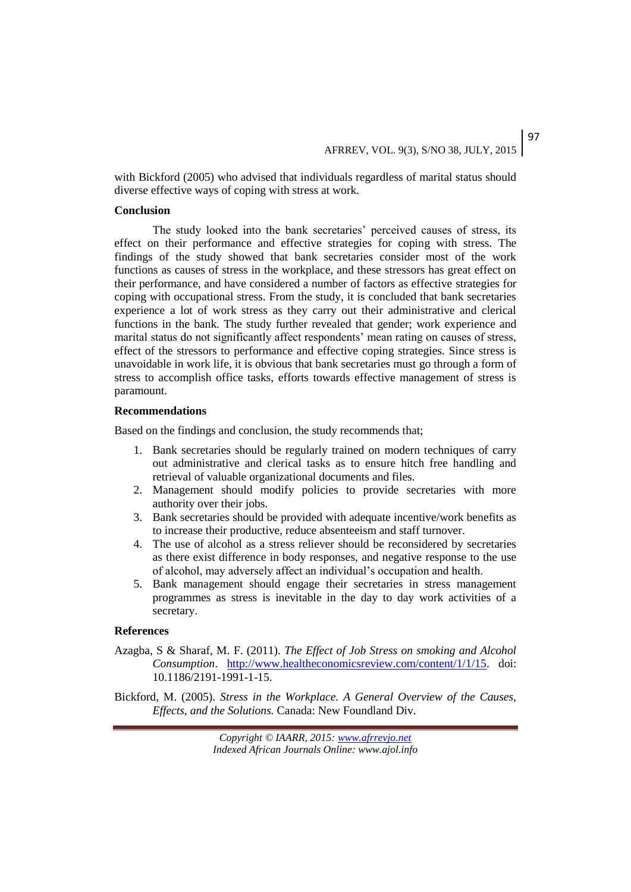with Bickford (2005) who advised that individuals regardless of marital status should diverse effective ways of coping with stress at work.

## Conclusion

The study looked into the bank secretaries' perceived causes of stress, its effect on their performance and effective strategies for coping with stress. The findings of the study showed that bank secretaries consider most of the work functions as causes of stress in the workplace, and these stressors has great effect on their performance, and have considered a number of factors as effective strategies for coping with occupational stress. From the study, it is concluded that bank secretaries experience a lot of work stress as they carry out their administrative and clerical functions in the bank. The study further revealed that gender; work experience and marital status do not significantly affect respondents' mean rating on causes of stress, effect of the stressors to performance and effective coping strategies. Since stress is unavoidable in work life, it is obvious that bank secretaries must go through a form of stress to accomplish office tasks, efforts towards effective management of stress is paramount.

## Recommendations

Based on the findings and conclusion, the study recommends that;

1. Bank secretaries should be regularly trained on modern techniques of carry out administrative and clerical tasks as to ensure hitch free handling and retrieval of valuable organizational documents and files.
2. Management should modify policies to provide secretaries with more authority over their jobs.
3. Bank secretaries should be provided with adequate incentive/work benefits as to increase their productive, reduce absenteeism and staff turnover.
4. The use of alcohol as a stress reliever should be reconsidered by secretaries as there exist difference in body responses, and negative response to the use of alcohol, may adversely affect an individual's occupation and health.
5. Bank management should engage their secretaries in stress management programmes as stress is inevitable in the day to day work activities of a secretary.

## References

Azagba, S & Sharaf, M. F. (2011). *The Effect of Job Stress on smoking and Alcohol Consumption*. http://www.healtheconomicsreview.com/content/1/1/15. doi: 10.1186/2191-1991-1-15.

Bickford, M. (2005). *Stress in the Workplace. A General Overview of the Causes, Effects, and the Solutions.* Canada: New Foundland Div.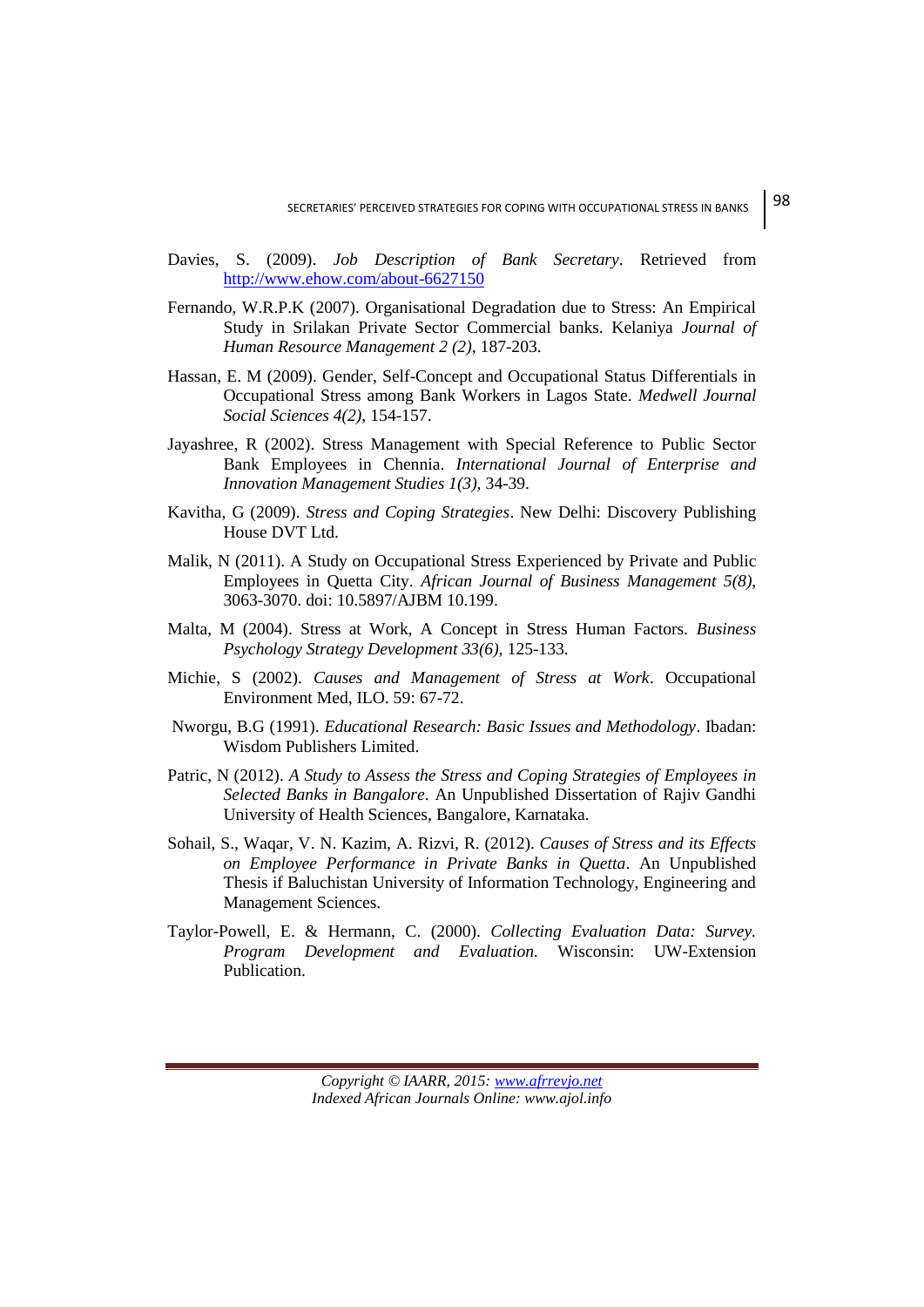Davies, S. (2009). *Job Description of Bank Secretary*. Retrieved from http://www.ehow.com/about-6627150

Fernando, W.R.P.K (2007). Organisational Degradation due to Stress: An Empirical Study in Srilakan Private Sector Commercial banks. Kelaniya *Journal of Human Resource Management 2 (2)*, 187-203.

Hassan, E. M (2009). Gender, Self-Concept and Occupational Status Differentials in Occupational Stress among Bank Workers in Lagos State. *Medwell Journal Social Sciences 4(2)*, 154-157.

Jayashree, R (2002). Stress Management with Special Reference to Public Sector Bank Employees in Chennia. *International Journal of Enterprise and Innovation Management Studies 1(3),* 34-39.

Kavitha, G (2009). *Stress and Coping Strategies*. New Delhi: Discovery Publishing House DVT Ltd.

Malik, N (2011). A Study on Occupational Stress Experienced by Private and Public Employees in Quetta City. *African Journal of Business Management 5(8)*, 3063-3070. doi: 10.5897/AJBM 10.199.

Malta, M (2004). Stress at Work, A Concept in Stress Human Factors. *Business Psychology Strategy Development 33(6),* 125-133.

Michie, S (2002). *Causes and Management of Stress at Work*. Occupational Environment Med, ILO. 59: 67-72.

Nworgu, B.G (1991). *Educational Research: Basic Issues and Methodology*. Ibadan: Wisdom Publishers Limited.

Patric, N (2012). *A Study to Assess the Stress and Coping Strategies of Employees in Selected Banks in Bangalore*. An Unpublished Dissertation of Rajiv Gandhi University of Health Sciences, Bangalore, Karnataka.

Sohail, S., Waqar, V. N. Kazim, A. Rizvi, R. (2012). *Causes of Stress and its Effects on Employee Performance in Private Banks in Quetta*. An Unpublished Thesis if Baluchistan University of Information Technology, Engineering and Management Sciences.

Taylor-Powell, E. & Hermann, C. (2000). *Collecting Evaluation Data: Survey. Program Development and Evaluation.* Wisconsin: UW-Extension Publication.